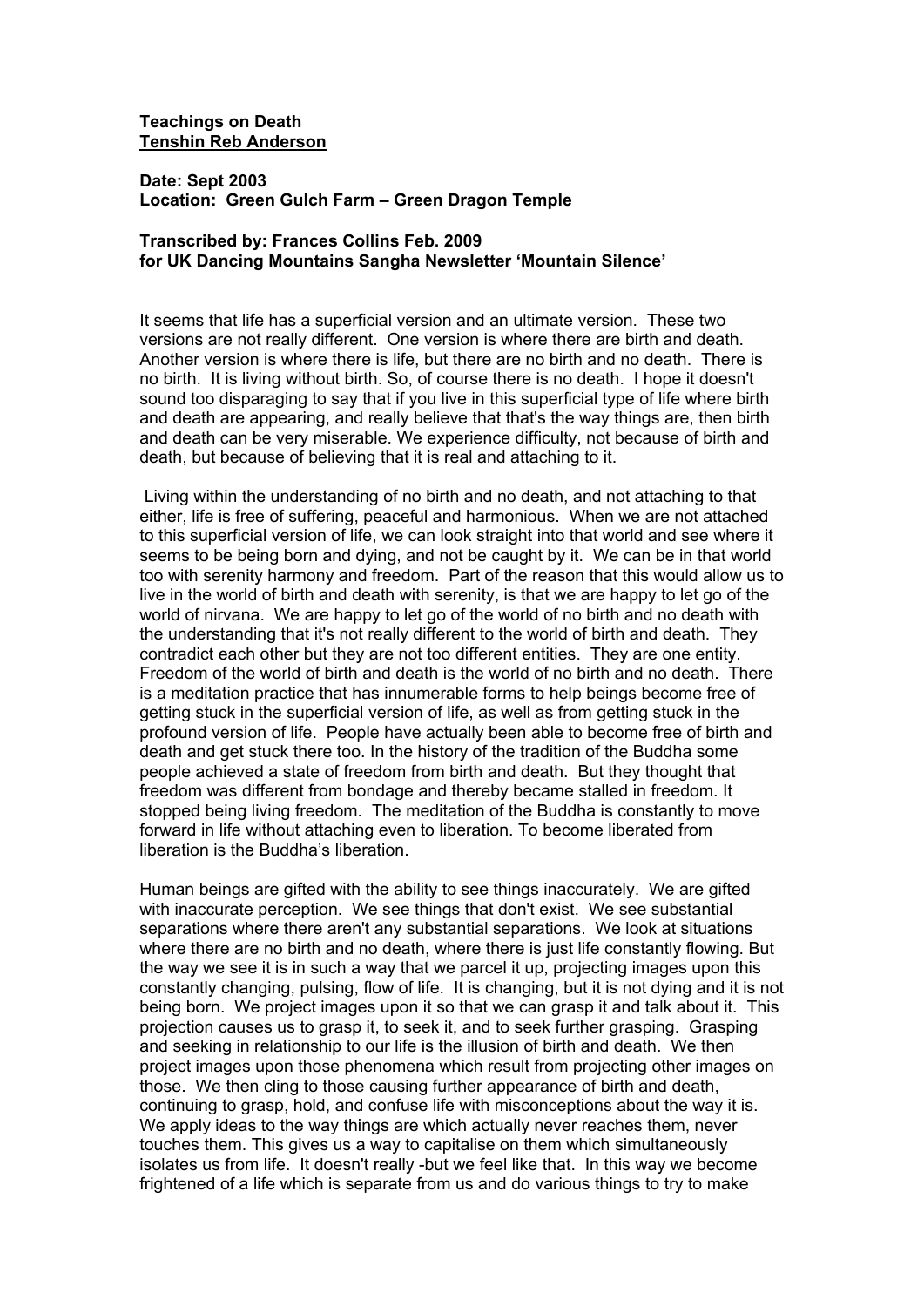**Teachings on Death**
**<u>Tenshin Reb Anderson</u>**

**Date: Sept 2003**
**Location: Green Gulch Farm – Green Dragon Temple**

**Transcribed by: Frances Collins Feb. 2009**
**for UK Dancing Mountains Sangha Newsletter 'Mountain Silence'**

It seems that life has a superficial version and an ultimate version. These two versions are not really different. One version is where there are birth and death. Another version is where there is life, but there are no birth and no death. There is no birth. It is living without birth. So, of course there is no death. I hope it doesn't sound too disparaging to say that if you live in this superficial type of life where birth and death are appearing, and really believe that that's the way things are, then birth and death can be very miserable. We experience difficulty, not because of birth and death, but because of believing that it is real and attaching to it.

Living within the understanding of no birth and no death, and not attaching to that either, life is free of suffering, peaceful and harmonious. When we are not attached to this superficial version of life, we can look straight into that world and see where it seems to be being born and dying, and not be caught by it. We can be in that world too with serenity harmony and freedom. Part of the reason that this would allow us to live in the world of birth and death with serenity, is that we are happy to let go of the world of nirvana. We are happy to let go of the world of no birth and no death with the understanding that it's not really different to the world of birth and death. They contradict each other but they are not too different entities. They are one entity. Freedom of the world of birth and death is the world of no birth and no death. There is a meditation practice that has innumerable forms to help beings become free of getting stuck in the superficial version of life, as well as from getting stuck in the profound version of life. People have actually been able to become free of birth and death and get stuck there too. In the history of the tradition of the Buddha some people achieved a state of freedom from birth and death. But they thought that freedom was different from bondage and thereby became stalled in freedom. It stopped being living freedom. The meditation of the Buddha is constantly to move forward in life without attaching even to liberation. To become liberated from liberation is the Buddha's liberation.

Human beings are gifted with the ability to see things inaccurately. We are gifted with inaccurate perception. We see things that don't exist. We see substantial separations where there aren't any substantial separations. We look at situations where there are no birth and no death, where there is just life constantly flowing. But the way we see it is in such a way that we parcel it up, projecting images upon this constantly changing, pulsing, flow of life. It is changing, but it is not dying and it is not being born. We project images upon it so that we can grasp it and talk about it. This projection causes us to grasp it, to seek it, and to seek further grasping. Grasping and seeking in relationship to our life is the illusion of birth and death. We then project images upon those phenomena which result from projecting other images on those. We then cling to those causing further appearance of birth and death, continuing to grasp, hold, and confuse life with misconceptions about the way it is. We apply ideas to the way things are which actually never reaches them, never touches them. This gives us a way to capitalise on them which simultaneously isolates us from life. It doesn't really -but we feel like that. In this way we become frightened of a life which is separate from us and do various things to try to make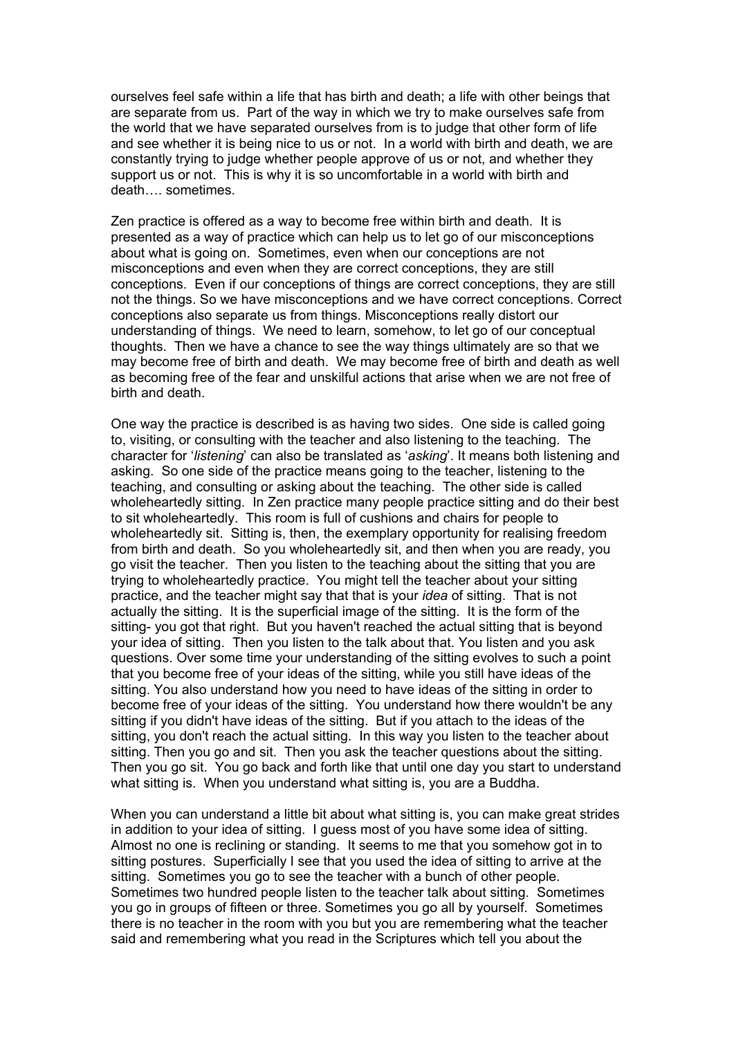ourselves feel safe within a life that has birth and death; a life with other beings that are separate from us. Part of the way in which we try to make ourselves safe from the world that we have separated ourselves from is to judge that other form of life and see whether it is being nice to us or not. In a world with birth and death, we are constantly trying to judge whether people approve of us or not, and whether they support us or not. This is why it is so uncomfortable in a world with birth and death…. sometimes.

Zen practice is offered as a way to become free within birth and death. It is presented as a way of practice which can help us to let go of our misconceptions about what is going on. Sometimes, even when our conceptions are not misconceptions and even when they are correct conceptions, they are still conceptions. Even if our conceptions of things are correct conceptions, they are still not the things. So we have misconceptions and we have correct conceptions. Correct conceptions also separate us from things. Misconceptions really distort our understanding of things. We need to learn, somehow, to let go of our conceptual thoughts. Then we have a chance to see the way things ultimately are so that we may become free of birth and death. We may become free of birth and death as well as becoming free of the fear and unskilful actions that arise when we are not free of birth and death.

One way the practice is described is as having two sides. One side is called going to, visiting, or consulting with the teacher and also listening to the teaching. The character for '*listening*' can also be translated as '*asking*'. It means both listening and asking. So one side of the practice means going to the teacher, listening to the teaching, and consulting or asking about the teaching. The other side is called wholeheartedly sitting. In Zen practice many people practice sitting and do their best to sit wholeheartedly. This room is full of cushions and chairs for people to wholeheartedly sit. Sitting is, then, the exemplary opportunity for realising freedom from birth and death. So you wholeheartedly sit, and then when you are ready, you go visit the teacher. Then you listen to the teaching about the sitting that you are trying to wholeheartedly practice. You might tell the teacher about your sitting practice, and the teacher might say that that is your *idea* of sitting. That is not actually the sitting. It is the superficial image of the sitting. It is the form of the sitting- you got that right. But you haven't reached the actual sitting that is beyond your idea of sitting. Then you listen to the talk about that. You listen and you ask questions. Over some time your understanding of the sitting evolves to such a point that you become free of your ideas of the sitting, while you still have ideas of the sitting. You also understand how you need to have ideas of the sitting in order to become free of your ideas of the sitting. You understand how there wouldn't be any sitting if you didn't have ideas of the sitting. But if you attach to the ideas of the sitting, you don't reach the actual sitting. In this way you listen to the teacher about sitting. Then you go and sit. Then you ask the teacher questions about the sitting. Then you go sit. You go back and forth like that until one day you start to understand what sitting is. When you understand what sitting is, you are a Buddha.

When you can understand a little bit about what sitting is, you can make great strides in addition to your idea of sitting. I guess most of you have some idea of sitting. Almost no one is reclining or standing. It seems to me that you somehow got in to sitting postures. Superficially I see that you used the idea of sitting to arrive at the sitting. Sometimes you go to see the teacher with a bunch of other people. Sometimes two hundred people listen to the teacher talk about sitting. Sometimes you go in groups of fifteen or three. Sometimes you go all by yourself. Sometimes there is no teacher in the room with you but you are remembering what the teacher said and remembering what you read in the Scriptures which tell you about the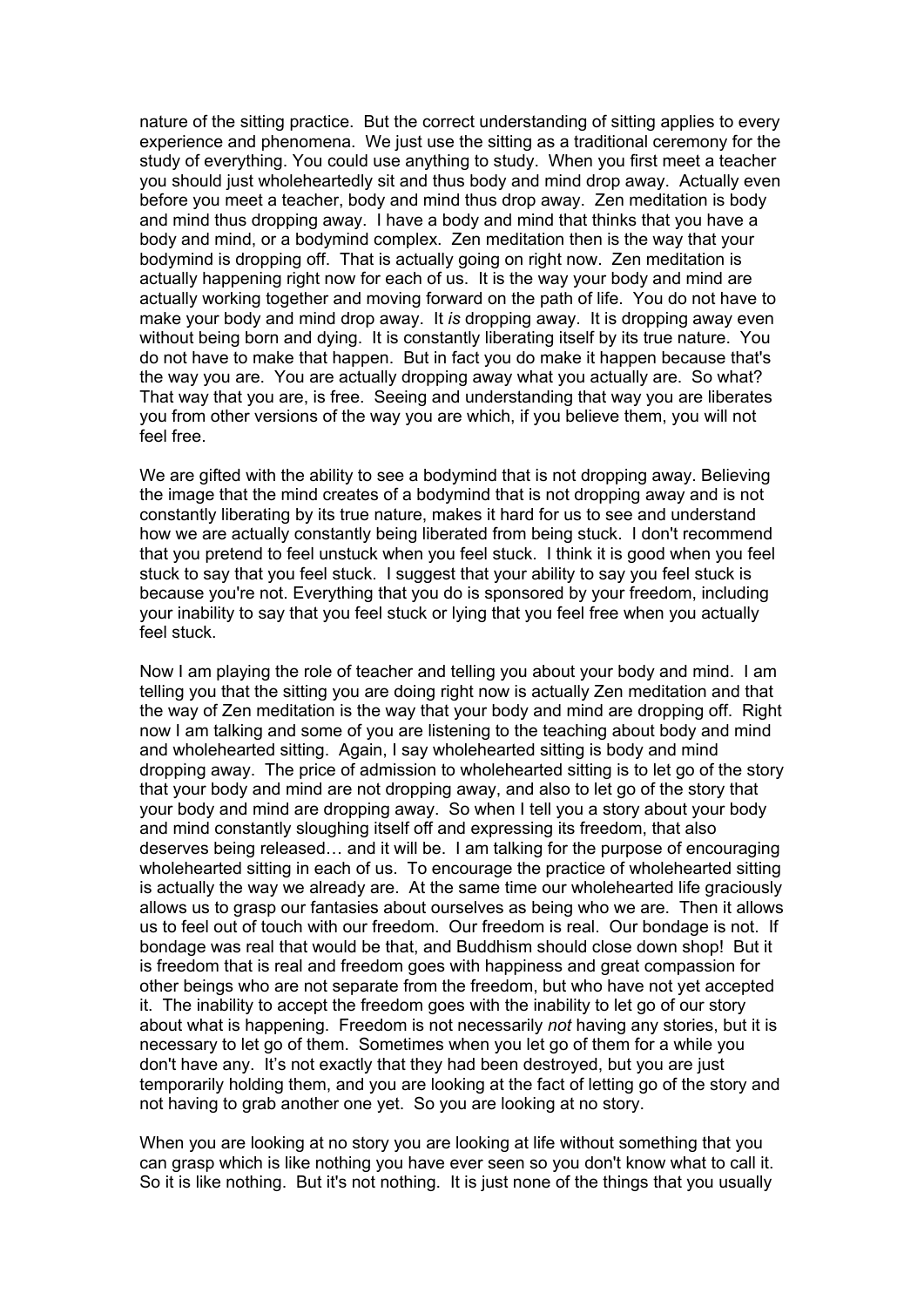nature of the sitting practice. But the correct understanding of sitting applies to every experience and phenomena. We just use the sitting as a traditional ceremony for the study of everything. You could use anything to study. When you first meet a teacher you should just wholeheartedly sit and thus body and mind drop away. Actually even before you meet a teacher, body and mind thus drop away. Zen meditation is body and mind thus dropping away. I have a body and mind that thinks that you have a body and mind, or a bodymind complex. Zen meditation then is the way that your bodymind is dropping off. That is actually going on right now. Zen meditation is actually happening right now for each of us. It is the way your body and mind are actually working together and moving forward on the path of life. You do not have to make your body and mind drop away. It *is* dropping away. It is dropping away even without being born and dying. It is constantly liberating itself by its true nature. You do not have to make that happen. But in fact you do make it happen because that's the way you are. You are actually dropping away what you actually are. So what? That way that you are, is free. Seeing and understanding that way you are liberates you from other versions of the way you are which, if you believe them, you will not feel free.

We are gifted with the ability to see a bodymind that is not dropping away. Believing the image that the mind creates of a bodymind that is not dropping away and is not constantly liberating by its true nature, makes it hard for us to see and understand how we are actually constantly being liberated from being stuck. I don't recommend that you pretend to feel unstuck when you feel stuck. I think it is good when you feel stuck to say that you feel stuck. I suggest that your ability to say you feel stuck is because you're not. Everything that you do is sponsored by your freedom, including your inability to say that you feel stuck or lying that you feel free when you actually feel stuck.

Now I am playing the role of teacher and telling you about your body and mind. I am telling you that the sitting you are doing right now is actually Zen meditation and that the way of Zen meditation is the way that your body and mind are dropping off. Right now I am talking and some of you are listening to the teaching about body and mind and wholehearted sitting. Again, I say wholehearted sitting is body and mind dropping away. The price of admission to wholehearted sitting is to let go of the story that your body and mind are not dropping away, and also to let go of the story that your body and mind are dropping away. So when I tell you a story about your body and mind constantly sloughing itself off and expressing its freedom, that also deserves being released… and it will be. I am talking for the purpose of encouraging wholehearted sitting in each of us. To encourage the practice of wholehearted sitting is actually the way we already are. At the same time our wholehearted life graciously allows us to grasp our fantasies about ourselves as being who we are. Then it allows us to feel out of touch with our freedom. Our freedom is real. Our bondage is not. If bondage was real that would be that, and Buddhism should close down shop! But it is freedom that is real and freedom goes with happiness and great compassion for other beings who are not separate from the freedom, but who have not yet accepted it. The inability to accept the freedom goes with the inability to let go of our story about what is happening. Freedom is not necessarily *not* having any stories, but it is necessary to let go of them. Sometimes when you let go of them for a while you don't have any. It's not exactly that they had been destroyed, but you are just temporarily holding them, and you are looking at the fact of letting go of the story and not having to grab another one yet. So you are looking at no story.

When you are looking at no story you are looking at life without something that you can grasp which is like nothing you have ever seen so you don't know what to call it. So it is like nothing. But it's not nothing. It is just none of the things that you usually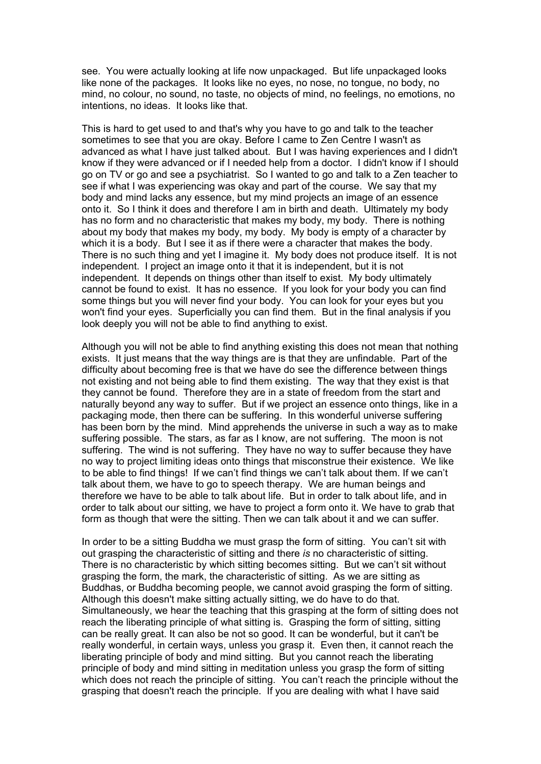see. You were actually looking at life now unpackaged. But life unpackaged looks like none of the packages. It looks like no eyes, no nose, no tongue, no body, no mind, no colour, no sound, no taste, no objects of mind, no feelings, no emotions, no intentions, no ideas. It looks like that.

This is hard to get used to and that's why you have to go and talk to the teacher sometimes to see that you are okay. Before I came to Zen Centre I wasn't as advanced as what I have just talked about. But I was having experiences and I didn't know if they were advanced or if I needed help from a doctor. I didn't know if I should go on TV or go and see a psychiatrist. So I wanted to go and talk to a Zen teacher to see if what I was experiencing was okay and part of the course. We say that my body and mind lacks any essence, but my mind projects an image of an essence onto it. So I think it does and therefore I am in birth and death. Ultimately my body has no form and no characteristic that makes my body, my body. There is nothing about my body that makes my body, my body. My body is empty of a character by which it is a body. But I see it as if there were a character that makes the body. There is no such thing and yet I imagine it. My body does not produce itself. It is not independent. I project an image onto it that it is independent, but it is not independent. It depends on things other than itself to exist. My body ultimately cannot be found to exist. It has no essence. If you look for your body you can find some things but you will never find your body. You can look for your eyes but you won't find your eyes. Superficially you can find them. But in the final analysis if you look deeply you will not be able to find anything to exist.

Although you will not be able to find anything existing this does not mean that nothing exists. It just means that the way things are is that they are unfindable. Part of the difficulty about becoming free is that we have do see the difference between things not existing and not being able to find them existing. The way that they exist is that they cannot be found. Therefore they are in a state of freedom from the start and naturally beyond any way to suffer. But if we project an essence onto things, like in a packaging mode, then there can be suffering. In this wonderful universe suffering has been born by the mind. Mind apprehends the universe in such a way as to make suffering possible. The stars, as far as I know, are not suffering. The moon is not suffering. The wind is not suffering. They have no way to suffer because they have no way to project limiting ideas onto things that misconstrue their existence. We like to be able to find things! If we can't find things we can't talk about them. If we can't talk about them, we have to go to speech therapy. We are human beings and therefore we have to be able to talk about life. But in order to talk about life, and in order to talk about our sitting, we have to project a form onto it. We have to grab that form as though that were the sitting. Then we can talk about it and we can suffer.

In order to be a sitting Buddha we must grasp the form of sitting. You can't sit with out grasping the characteristic of sitting and there *is* no characteristic of sitting. There is no characteristic by which sitting becomes sitting. But we can't sit without grasping the form, the mark, the characteristic of sitting. As we are sitting as Buddhas, or Buddha becoming people, we cannot avoid grasping the form of sitting. Although this doesn't make sitting actually sitting, we do have to do that. Simultaneously, we hear the teaching that this grasping at the form of sitting does not reach the liberating principle of what sitting is. Grasping the form of sitting, sitting can be really great. It can also be not so good. It can be wonderful, but it can't be really wonderful, in certain ways, unless you grasp it. Even then, it cannot reach the liberating principle of body and mind sitting. But you cannot reach the liberating principle of body and mind sitting in meditation unless you grasp the form of sitting which does not reach the principle of sitting. You can't reach the principle without the grasping that doesn't reach the principle. If you are dealing with what I have said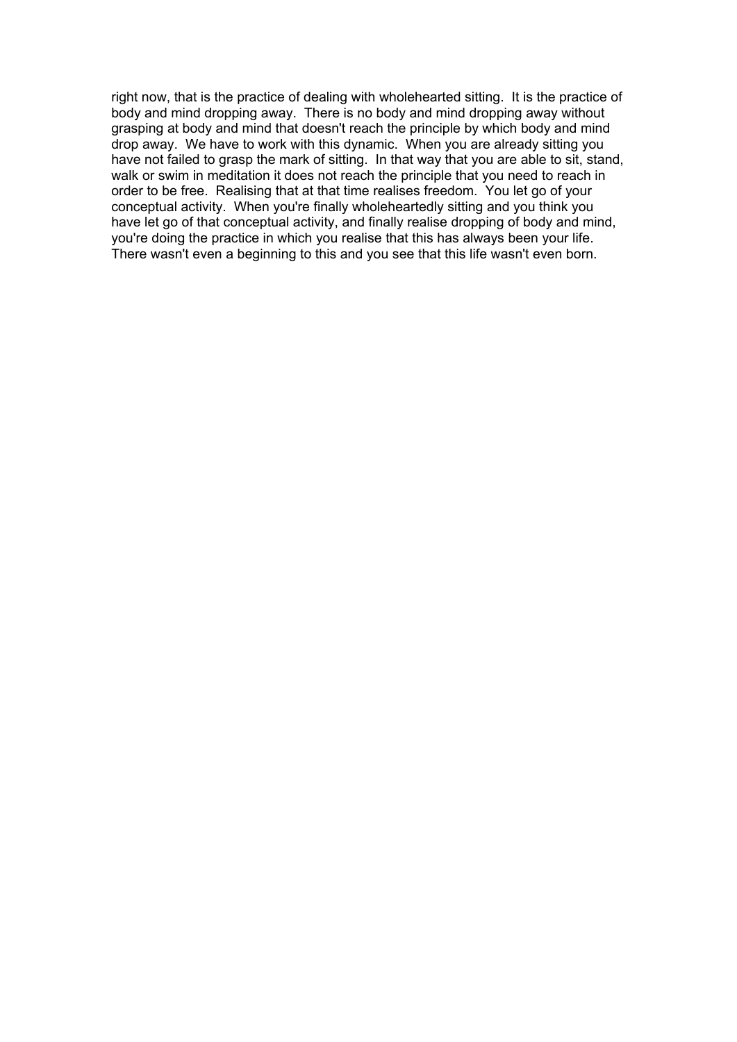right now, that is the practice of dealing with wholehearted sitting. It is the practice of body and mind dropping away. There is no body and mind dropping away without grasping at body and mind that doesn't reach the principle by which body and mind drop away. We have to work with this dynamic. When you are already sitting you have not failed to grasp the mark of sitting. In that way that you are able to sit, stand, walk or swim in meditation it does not reach the principle that you need to reach in order to be free. Realising that at that time realises freedom. You let go of your conceptual activity. When you're finally wholeheartedly sitting and you think you have let go of that conceptual activity, and finally realise dropping of body and mind, you're doing the practice in which you realise that this has always been your life. There wasn't even a beginning to this and you see that this life wasn't even born.